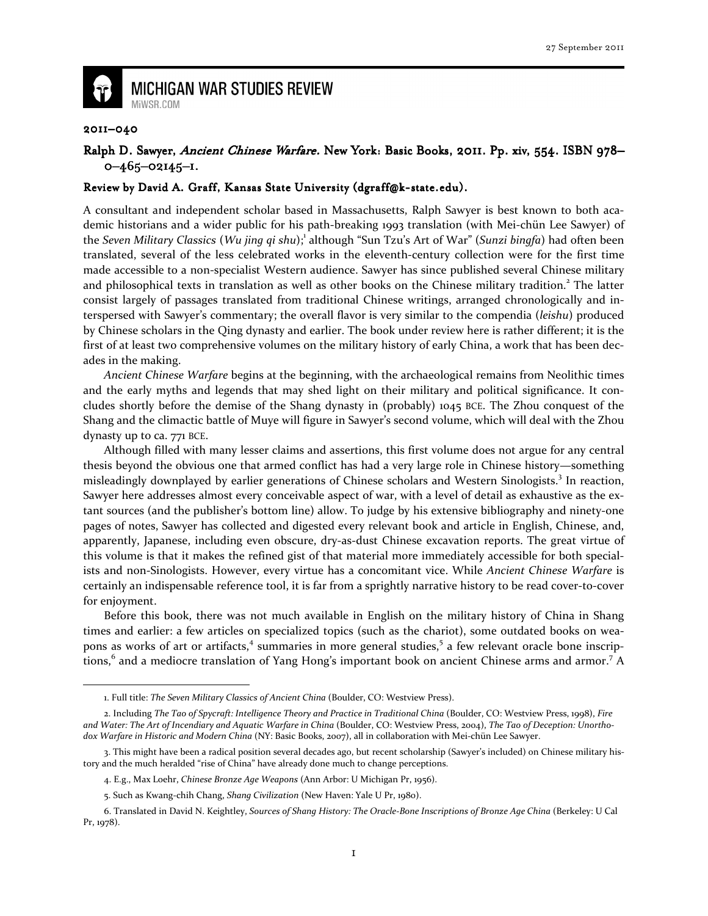27 September 2011

# MICHIGAN WAR STUDIES REVIEW

MiWSR.COM

**2011–040**

## Ralph D. Sawyer, *Ancient Chinese Warfare*. New York: Basic Books, 2011. Pp. xiv, 554. ISBN 978–0–465–02145–1.

### Review by David A. Graff, Kansas State University (dgraff@k-state.edu).

A consultant and independent scholar based in Massachusetts, Ralph Sawyer is best known to both academic historians and a wider public for his path-breaking 1993 translation (with Mei-chün Lee Sawyer) of the *Seven Military Classics* (*Wu jing qi shu*);[1] although "Sun Tzu's Art of War" (*Sunzi bingfa*) had often been translated, several of the less celebrated works in the eleventh-century collection were for the first time made accessible to a non-specialist Western audience. Sawyer has since published several Chinese military and philosophical texts in translation as well as other books on the Chinese military tradition.[2] The latter consist largely of passages translated from traditional Chinese writings, arranged chronologically and interspersed with Sawyer's commentary; the overall flavor is very similar to the compendia (*leishu*) produced by Chinese scholars in the Qing dynasty and earlier. The book under review here is rather different; it is the first of at least two comprehensive volumes on the military history of early China, a work that has been decades in the making.

*Ancient Chinese Warfare* begins at the beginning, with the archaeological remains from Neolithic times and the early myths and legends that may shed light on their military and political significance. It concludes shortly before the demise of the Shang dynasty in (probably) 1045 BCE. The Zhou conquest of the Shang and the climactic battle of Muye will figure in Sawyer's second volume, which will deal with the Zhou dynasty up to ca. 771 BCE.

Although filled with many lesser claims and assertions, this first volume does not argue for any central thesis beyond the obvious one that armed conflict has had a very large role in Chinese history—something misleadingly downplayed by earlier generations of Chinese scholars and Western Sinologists.[3] In reaction, Sawyer here addresses almost every conceivable aspect of war, with a level of detail as exhaustive as the extant sources (and the publisher's bottom line) allow. To judge by his extensive bibliography and ninety-one pages of notes, Sawyer has collected and digested every relevant book and article in English, Chinese, and, apparently, Japanese, including even obscure, dry-as-dust Chinese excavation reports. The great virtue of this volume is that it makes the refined gist of that material more immediately accessible for both specialists and non-Sinologists. However, every virtue has a concomitant vice. While *Ancient Chinese Warfare* is certainly an indispensable reference tool, it is far from a sprightly narrative history to be read cover-to-cover for enjoyment.

Before this book, there was not much available in English on the military history of China in Shang times and earlier: a few articles on specialized topics (such as the chariot), some outdated books on weapons as works of art or artifacts,[4] summaries in more general studies,[5] a few relevant oracle bone inscriptions,[6] and a mediocre translation of Yang Hong's important book on ancient Chinese arms and armor.[7] A

---

1. Full title: *The Seven Military Classics of Ancient China* (Boulder, CO: Westview Press).

2. Including *The Tao of Spycraft: Intelligence Theory and Practice in Traditional China* (Boulder, CO: Westview Press, 1998), *Fire and Water: The Art of Incendiary and Aquatic Warfare in China* (Boulder, CO: Westview Press, 2004), *The Tao of Deception: Unorthodox Warfare in Historic and Modern China* (NY: Basic Books, 2007), all in collaboration with Mei-chün Lee Sawyer.

3. This might have been a radical position several decades ago, but recent scholarship (Sawyer's included) on Chinese military history and the much heralded "rise of China" have already done much to change perceptions.

4. E.g., Max Loehr, *Chinese Bronze Age Weapons* (Ann Arbor: U Michigan Pr, 1956).

5. Such as Kwang-chih Chang, *Shang Civilization* (New Haven: Yale U Pr, 1980).

6. Translated in David N. Keightley, *Sources of Shang History: The Oracle-Bone Inscriptions of Bronze Age China* (Berkeley: U Cal Pr, 1978).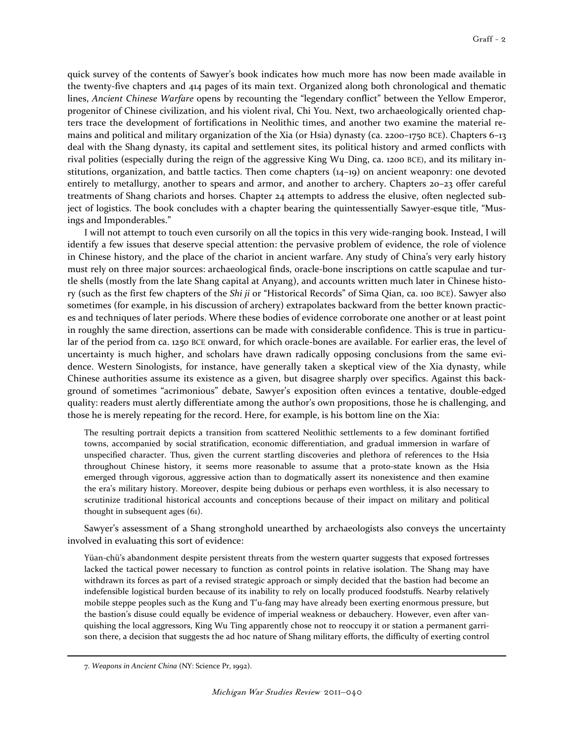quick survey of the contents of Sawyer's book indicates how much more has now been made available in the twenty-five chapters and 414 pages of its main text. Organized along both chronological and thematic lines, *Ancient Chinese Warfare* opens by recounting the "legendary conflict" between the Yellow Emperor, progenitor of Chinese civilization, and his violent rival, Chi You. Next, two archaeologically oriented chapters trace the development of fortifications in Neolithic times, and another two examine the material remains and political and military organization of the Xia (or Hsia) dynasty (ca. 2200–1750 BCE). Chapters 6–13 deal with the Shang dynasty, its capital and settlement sites, its political history and armed conflicts with rival polities (especially during the reign of the aggressive King Wu Ding, ca. 1200 BCE), and its military institutions, organization, and battle tactics. Then come chapters (14–19) on ancient weaponry: one devoted entirely to metallurgy, another to spears and armor, and another to archery. Chapters 20–23 offer careful treatments of Shang chariots and horses. Chapter 24 attempts to address the elusive, often neglected subject of logistics. The book concludes with a chapter bearing the quintessentially Sawyer-esque title, "Musings and Imponderables."

I will not attempt to touch even cursorily on all the topics in this very wide-ranging book. Instead, I will identify a few issues that deserve special attention: the pervasive problem of evidence, the role of violence in Chinese history, and the place of the chariot in ancient warfare. Any study of China's very early history must rely on three major sources: archaeological finds, oracle-bone inscriptions on cattle scapulae and turtle shells (mostly from the late Shang capital at Anyang), and accounts written much later in Chinese history (such as the first few chapters of the *Shi ji* or "Historical Records" of Sima Qian, ca. 100 BCE). Sawyer also sometimes (for example, in his discussion of archery) extrapolates backward from the better known practices and techniques of later periods. Where these bodies of evidence corroborate one another or at least point in roughly the same direction, assertions can be made with considerable confidence. This is true in particular of the period from ca. 1250 BCE onward, for which oracle-bones are available. For earlier eras, the level of uncertainty is much higher, and scholars have drawn radically opposing conclusions from the same evidence. Western Sinologists, for instance, have generally taken a skeptical view of the Xia dynasty, while Chinese authorities assume its existence as a given, but disagree sharply over specifics. Against this background of sometimes "acrimonious" debate, Sawyer's exposition often evinces a tentative, double-edged quality: readers must alertly differentiate among the author's own propositions, those he is challenging, and those he is merely repeating for the record. Here, for example, is his bottom line on the Xia:

> The resulting portrait depicts a transition from scattered Neolithic settlements to a few dominant fortified towns, accompanied by social stratification, economic differentiation, and gradual immersion in warfare of unspecified character. Thus, given the current startling discoveries and plethora of references to the Hsia throughout Chinese history, it seems more reasonable to assume that a proto-state known as the Hsia emerged through vigorous, aggressive action than to dogmatically assert its nonexistence and then examine the era's military history. Moreover, despite being dubious or perhaps even worthless, it is also necessary to scrutinize traditional historical accounts and conceptions because of their impact on military and political thought in subsequent ages (61).

Sawyer's assessment of a Shang stronghold unearthed by archaeologists also conveys the uncertainty involved in evaluating this sort of evidence:

> Yüan-chü's abandonment despite persistent threats from the western quarter suggests that exposed fortresses lacked the tactical power necessary to function as control points in relative isolation. The Shang may have withdrawn its forces as part of a revised strategic approach or simply decided that the bastion had become an indefensible logistical burden because of its inability to rely on locally produced foodstuffs. Nearby relatively mobile steppe peoples such as the Kung and T'u-fang may have already been exerting enormous pressure, but the bastion's disuse could equally be evidence of imperial weakness or debauchery. However, even after vanquishing the local aggressors, King Wu Ting apparently chose not to reoccupy it or station a permanent garrison there, a decision that suggests the ad hoc nature of Shang military efforts, the difficulty of exerting control

7. *Weapons in Ancient China* (NY: Science Pr, 1992).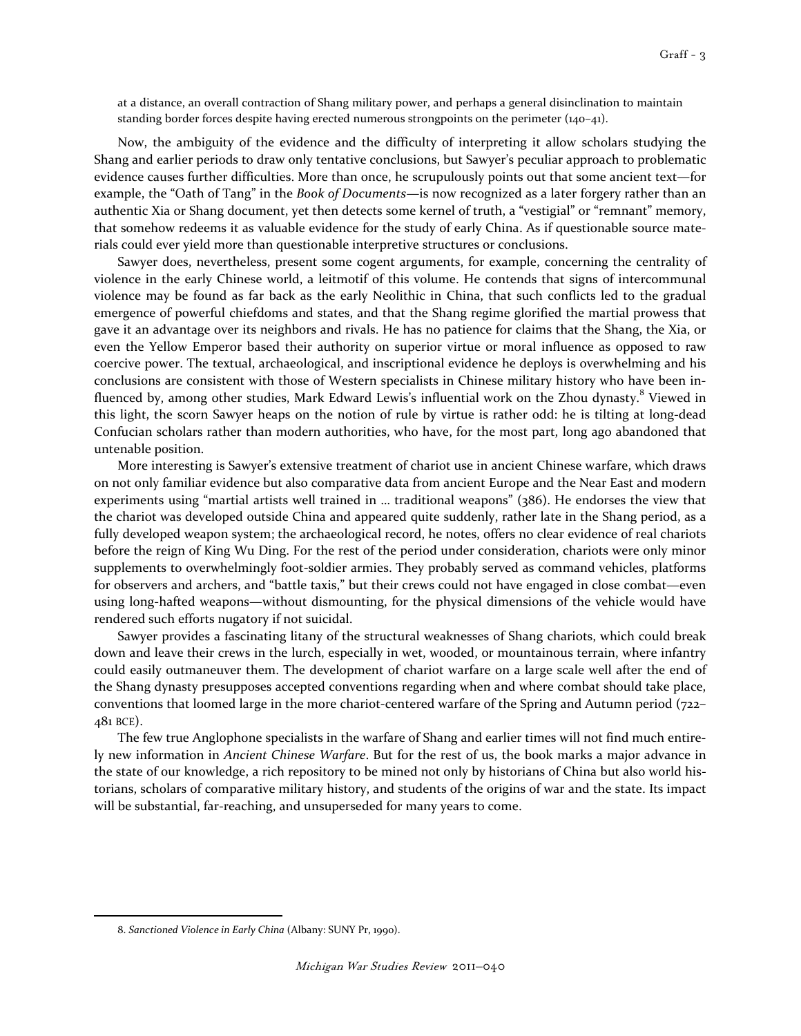at a distance, an overall contraction of Shang military power, and perhaps a general disinclination to maintain standing border forces despite having erected numerous strongpoints on the perimeter (140–41).

Now, the ambiguity of the evidence and the difficulty of interpreting it allow scholars studying the Shang and earlier periods to draw only tentative conclusions, but Sawyer's peculiar approach to problematic evidence causes further difficulties. More than once, he scrupulously points out that some ancient text—for example, the "Oath of Tang" in the *Book of Documents*—is now recognized as a later forgery rather than an authentic Xia or Shang document, yet then detects some kernel of truth, a "vestigial" or "remnant" memory, that somehow redeems it as valuable evidence for the study of early China. As if questionable source materials could ever yield more than questionable interpretive structures or conclusions.

Sawyer does, nevertheless, present some cogent arguments, for example, concerning the centrality of violence in the early Chinese world, a leitmotif of this volume. He contends that signs of intercommunal violence may be found as far back as the early Neolithic in China, that such conflicts led to the gradual emergence of powerful chiefdoms and states, and that the Shang regime glorified the martial prowess that gave it an advantage over its neighbors and rivals. He has no patience for claims that the Shang, the Xia, or even the Yellow Emperor based their authority on superior virtue or moral influence as opposed to raw coercive power. The textual, archaeological, and inscriptional evidence he deploys is overwhelming and his conclusions are consistent with those of Western specialists in Chinese military history who have been influenced by, among other studies, Mark Edward Lewis's influential work on the Zhou dynasty.[8] Viewed in this light, the scorn Sawyer heaps on the notion of rule by virtue is rather odd: he is tilting at long-dead Confucian scholars rather than modern authorities, who have, for the most part, long ago abandoned that untenable position.

More interesting is Sawyer's extensive treatment of chariot use in ancient Chinese warfare, which draws on not only familiar evidence but also comparative data from ancient Europe and the Near East and modern experiments using "martial artists well trained in … traditional weapons" (386). He endorses the view that the chariot was developed outside China and appeared quite suddenly, rather late in the Shang period, as a fully developed weapon system; the archaeological record, he notes, offers no clear evidence of real chariots before the reign of King Wu Ding. For the rest of the period under consideration, chariots were only minor supplements to overwhelmingly foot-soldier armies. They probably served as command vehicles, platforms for observers and archers, and "battle taxis," but their crews could not have engaged in close combat—even using long-hafted weapons—without dismounting, for the physical dimensions of the vehicle would have rendered such efforts nugatory if not suicidal.

Sawyer provides a fascinating litany of the structural weaknesses of Shang chariots, which could break down and leave their crews in the lurch, especially in wet, wooded, or mountainous terrain, where infantry could easily outmaneuver them. The development of chariot warfare on a large scale well after the end of the Shang dynasty presupposes accepted conventions regarding when and where combat should take place, conventions that loomed large in the more chariot-centered warfare of the Spring and Autumn period (722–481 BCE).

The few true Anglophone specialists in the warfare of Shang and earlier times will not find much entirely new information in *Ancient Chinese Warfare*. But for the rest of us, the book marks a major advance in the state of our knowledge, a rich repository to be mined not only by historians of China but also world historians, scholars of comparative military history, and students of the origins of war and the state. Its impact will be substantial, far-reaching, and unsuperseded for many years to come.

---

8. *Sanctioned Violence in Early China* (Albany: SUNY Pr, 1990).